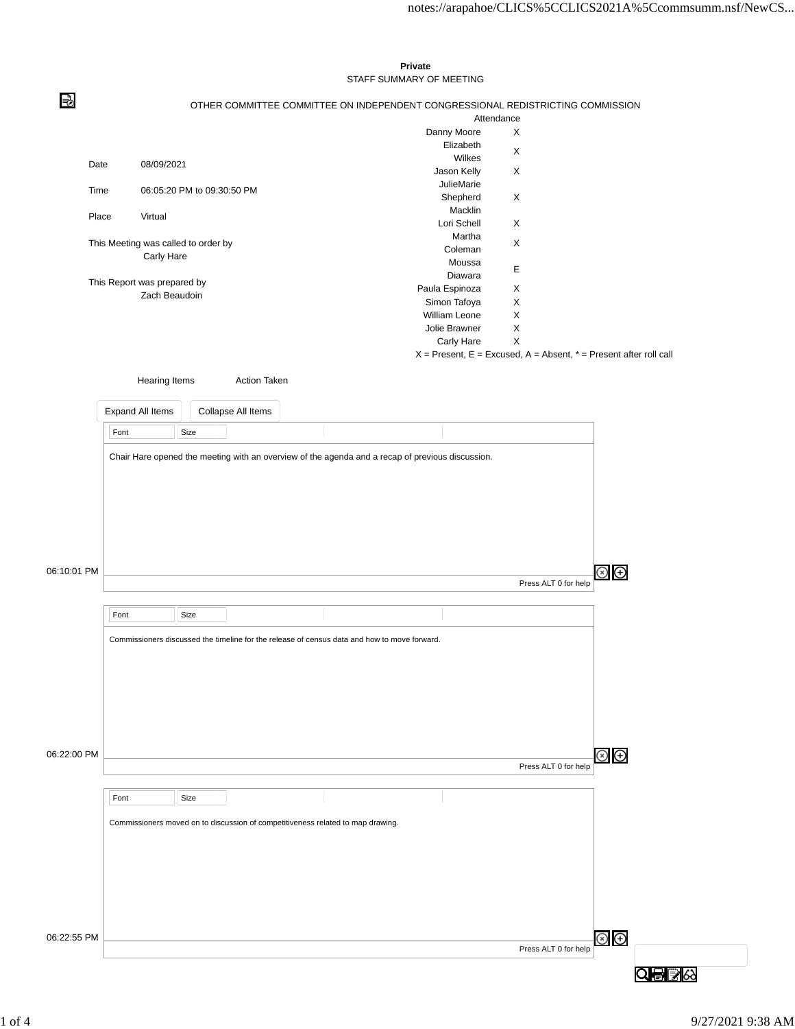**Private**

STAFF SUMMARY OF MEETING

OTHER COMMITTEE COMMITTEE ON INDEPENDENT CONGRESSIONAL REDISTRICTING COMMISSION

| | |
|---|---|
| Date | 08/09/2021 |
| Time | 06:05:20 PM to 09:30:50 PM |
| Place | Virtual |

This Meeting was called to order by
Carly Hare

This Report was prepared by
Zach Beaudoin

| Attendance | |
|---|---|
| Danny Moore | X |
| Elizabeth Wilkes | X |
| Jason Kelly | X |
| JulieMarie Shepherd Macklin | X |
| Lori Schell | X |
| Martha Coleman | X |
| Moussa Diawara | E |
| Paula Espinoza | X |
| Simon Tafoya | X |
| William Leone | X |
| Jolie Brawner | X |
| Carly Hare | X |

X = Present, E = Excused, A = Absent, * = Present after roll call

| Hearing Items | Action Taken |
|---|---|

Chair Hare opened the meeting with an overview of the agenda and a recap of previous discussion.

06:10:01 PM

Commissioners discussed the timeline for the release of census data and how to move forward.

06:22:00 PM

Commissioners moved on to discussion of competitiveness related to map drawing.

06:22:55 PM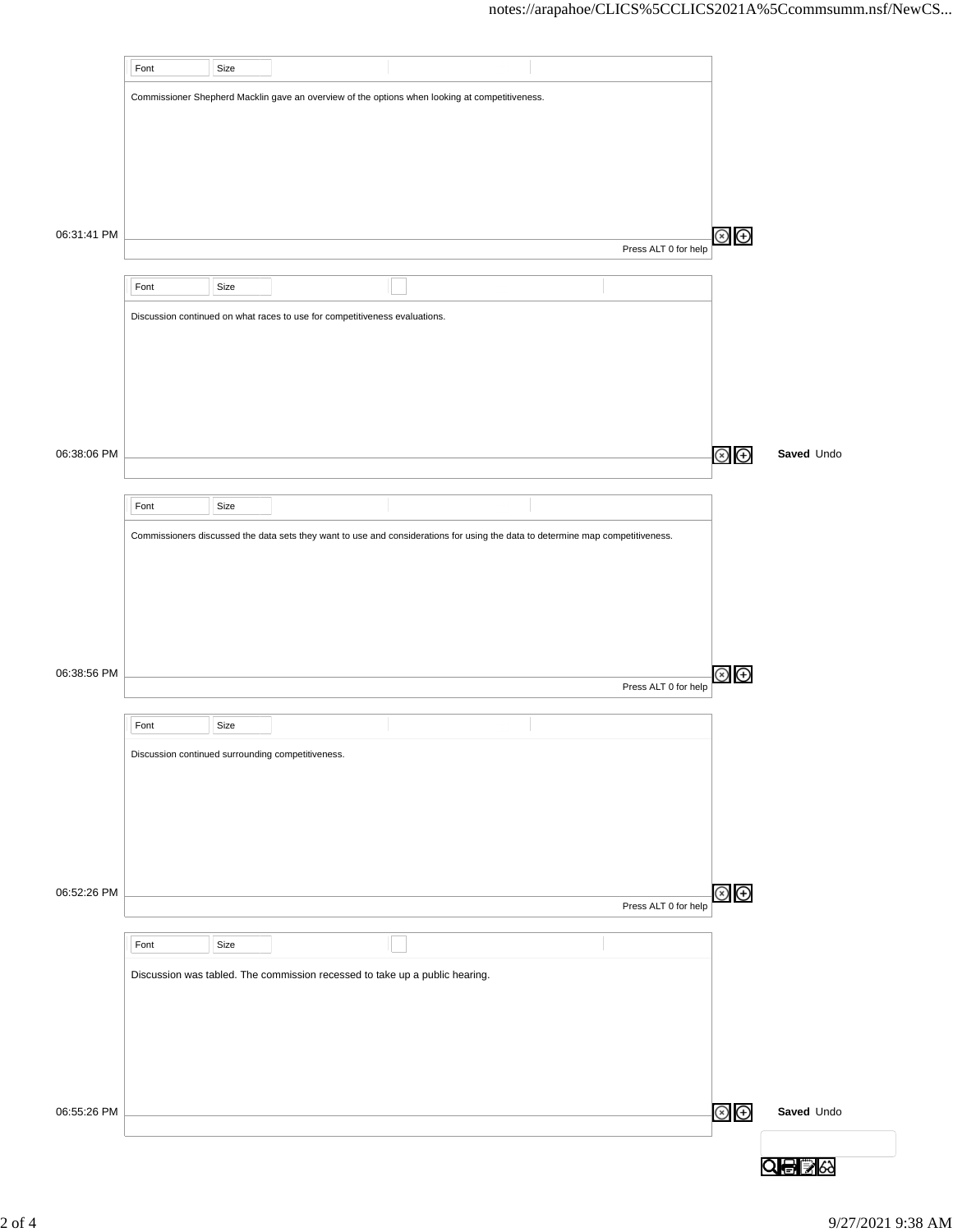06:31:41 PM

Commissioner Shepherd Macklin gave an overview of the options when looking at competitiveness.

06:38:06 PM

Discussion continued on what races to use for competitiveness evaluations.

06:38:56 PM

Commissioners discussed the data sets they want to use and considerations for using the data to determine map competitiveness.

06:52:26 PM

Discussion continued surrounding competitiveness.

06:55:26 PM

Discussion was tabled. The commission recessed to take up a public hearing.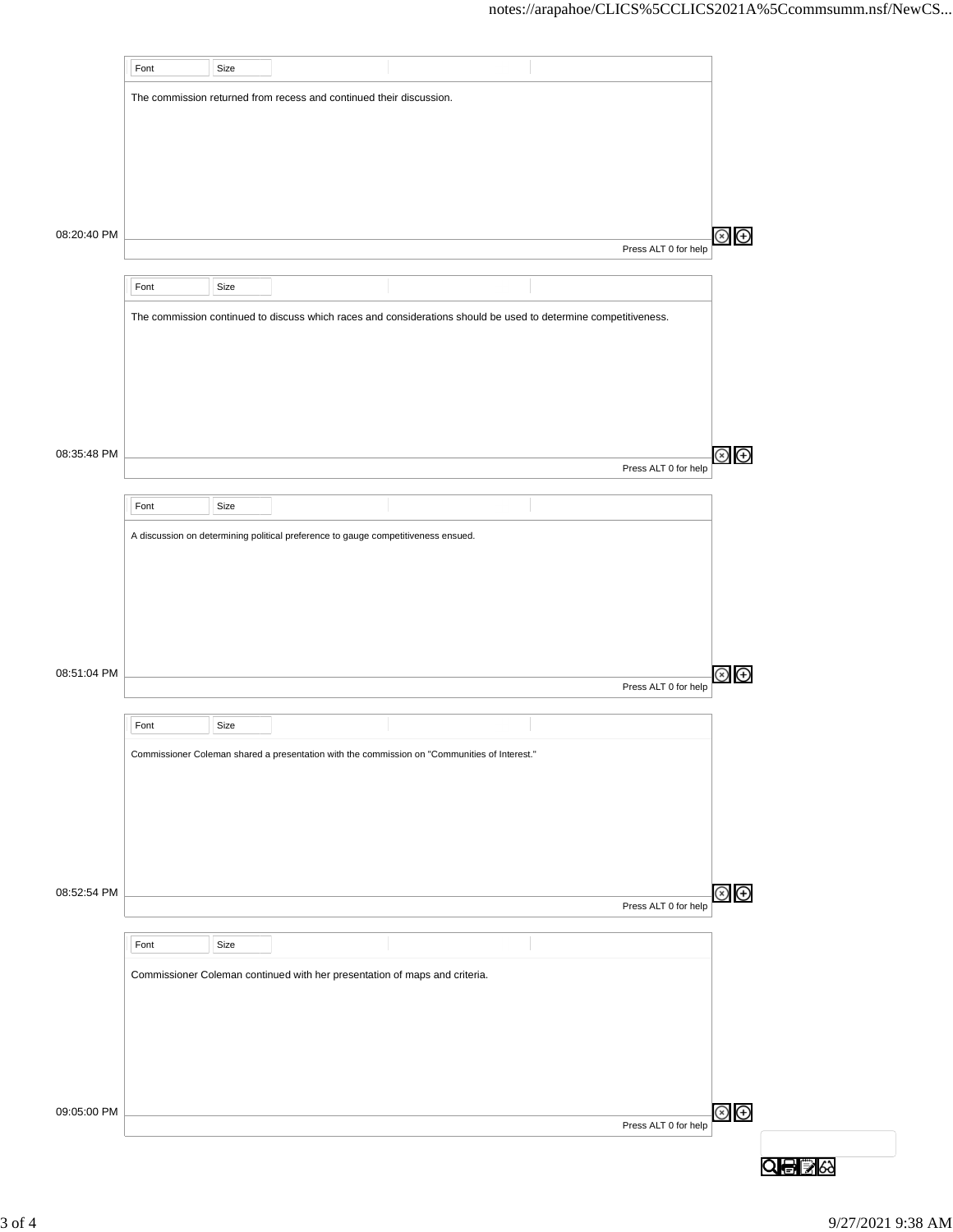08:20:40 PM

The commission returned from recess and continued their discussion.

08:35:48 PM

The commission continued to discuss which races and considerations should be used to determine competitiveness.

08:51:04 PM

A discussion on determining political preference to gauge competitiveness ensued.

08:52:54 PM

Commissioner Coleman shared a presentation with the commission on "Communities of Interest."

09:05:00 PM

Commissioner Coleman continued with her presentation of maps and criteria.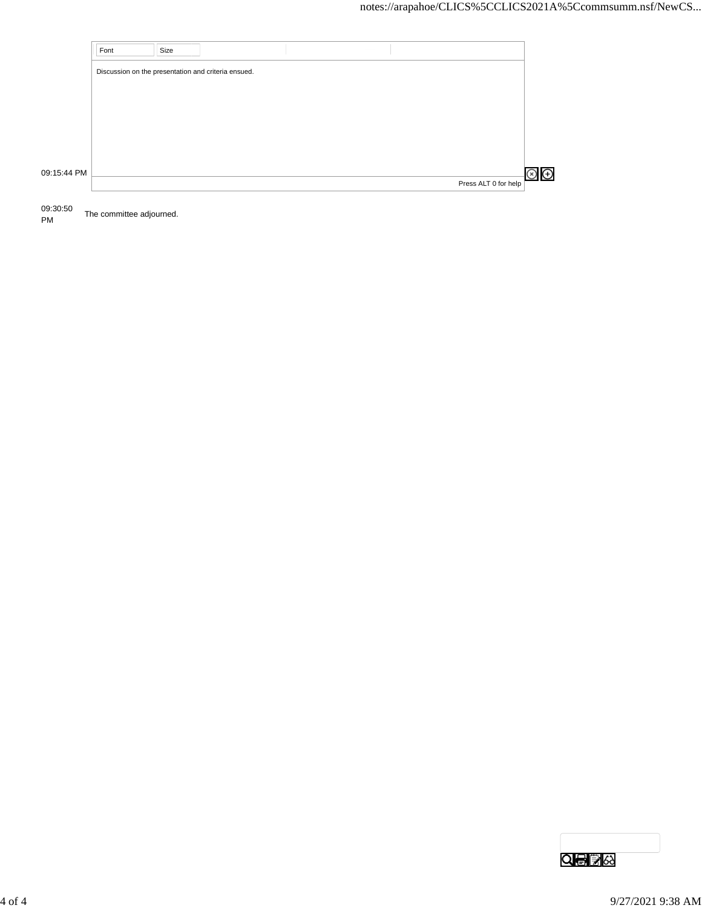| | |
|---|---|
| 09:15:44 PM | Discussion on the presentation and criteria ensued. |
| 09:30:50 PM | The committee adjourned. |